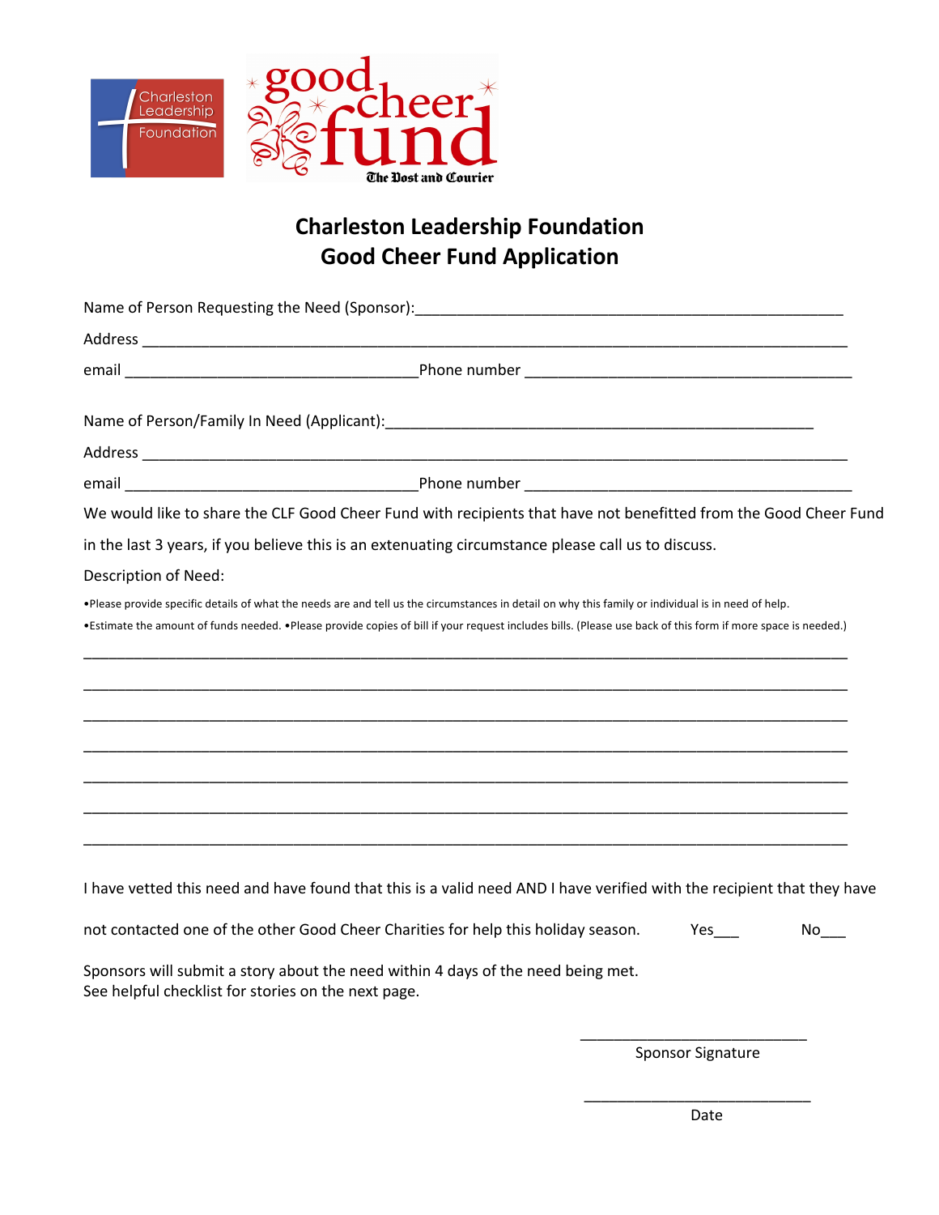# Charleston Leadership Foundation
# Good Cheer Fund Application

Name of Person Requesting the Need (Sponsor):___________________________________________________

Address ________________________________________________________________________________

email __________________________________Phone number _____________________________________

Name of Person/Family In Need (Applicant):___________________________________________________

Address ________________________________________________________________________________

email __________________________________Phone number _____________________________________

We would like to share the CLF Good Cheer Fund with recipients that have not benefitted from the Good Cheer Fund in the last 3 years, if you believe this is an extenuating circumstance please call us to discuss.

Description of Need:

•Please provide specific details of what the needs are and tell us the circumstances in detail on why this family or individual is in need of help.

•Estimate the amount of funds needed. •Please provide copies of bill if your request includes bills. (Please use back of this form if more space is needed.)

_________________________________________________________________________________________

_________________________________________________________________________________________

_________________________________________________________________________________________

_________________________________________________________________________________________

_________________________________________________________________________________________

_________________________________________________________________________________________

_________________________________________________________________________________________

I have vetted this need and have found that this is a valid need AND I have verified with the recipient that they have not contacted one of the other Good Cheer Charities for help this holiday season. Yes___ No___

Sponsors will submit a story about the need within 4 days of the need being met.
See helpful checklist for stories on the next page.

___________________________
Sponsor Signature

___________________________
Date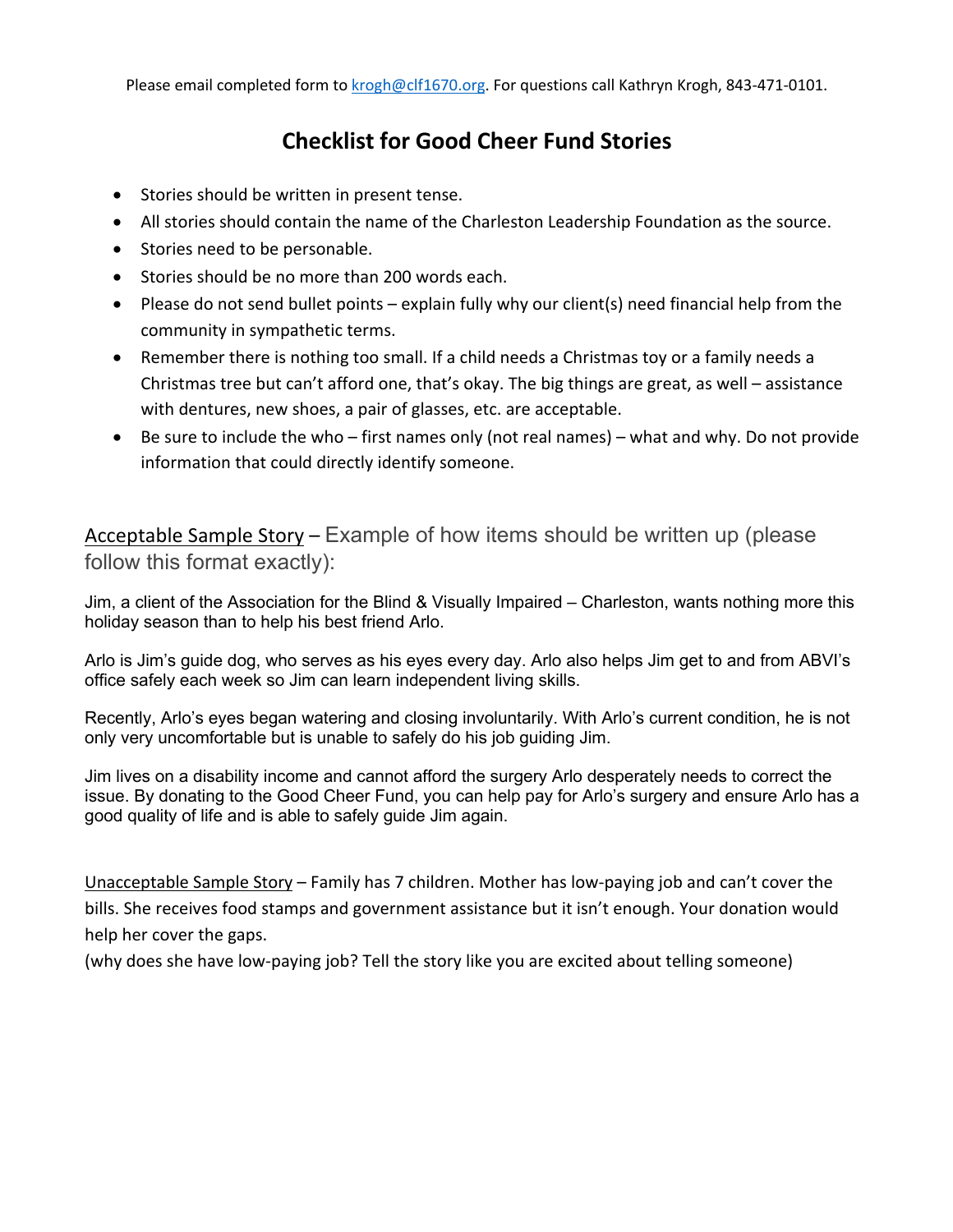Please email completed form to krogh@clf1670.org. For questions call Kathryn Krogh, 843-471-0101.

# Checklist for Good Cheer Fund Stories

- Stories should be written in present tense.
- All stories should contain the name of the Charleston Leadership Foundation as the source.
- Stories need to be personable.
- Stories should be no more than 200 words each.
- Please do not send bullet points – explain fully why our client(s) need financial help from the community in sympathetic terms.
- Remember there is nothing too small. If a child needs a Christmas toy or a family needs a Christmas tree but can't afford one, that's okay. The big things are great, as well – assistance with dentures, new shoes, a pair of glasses, etc. are acceptable.
- Be sure to include the who – first names only (not real names) – what and why. Do not provide information that could directly identify someone.

<u>Acceptable Sample Story</u> – Example of how items should be written up (please follow this format exactly):

Jim, a client of the Association for the Blind & Visually Impaired – Charleston, wants nothing more this holiday season than to help his best friend Arlo.

Arlo is Jim's guide dog, who serves as his eyes every day. Arlo also helps Jim get to and from ABVI's office safely each week so Jim can learn independent living skills.

Recently, Arlo's eyes began watering and closing involuntarily. With Arlo's current condition, he is not only very uncomfortable but is unable to safely do his job guiding Jim.

Jim lives on a disability income and cannot afford the surgery Arlo desperately needs to correct the issue. By donating to the Good Cheer Fund, you can help pay for Arlo's surgery and ensure Arlo has a good quality of life and is able to safely guide Jim again.

<u>Unacceptable Sample Story</u> – Family has 7 children. Mother has low-paying job and can't cover the bills. She receives food stamps and government assistance but it isn't enough. Your donation would help her cover the gaps.
(why does she have low-paying job? Tell the story like you are excited about telling someone)